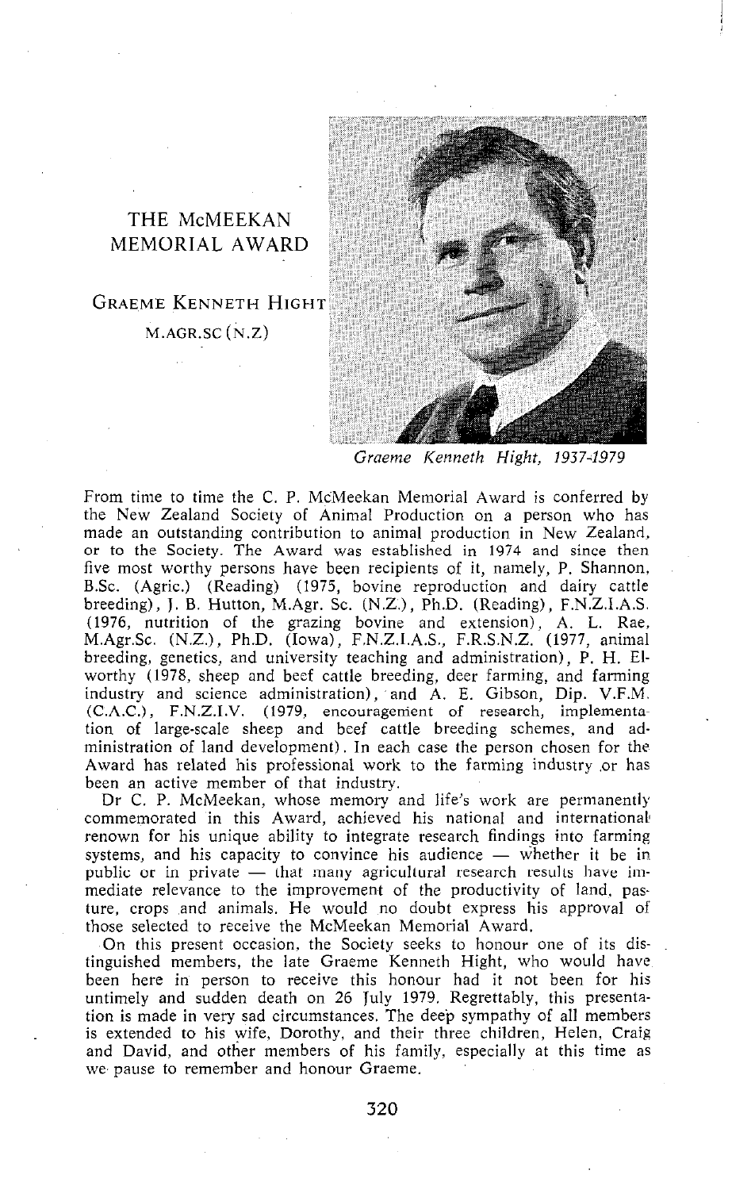# THE McMEEKAN MEMORIAL AWARD

## GRAEME KENNETH HIGHT

M.AGR.SC (N.Z)

*Graeme Kenneth Hight, 1937-1979*

From time to time the C. P. McMeekan Memorial Award is conferred by the New Zealand Society of Animal Production on a person who has made an outstanding contribution to animal production in New Zealand, or to the Society. The Award was established in 1974 and since then five most worthy persons have been recipients of it, namely, P. Shannon, B.Sc. (Agric.) (Reading) (1975, bovine reproduction and dairy cattle breeding), J. B. Hutton, M.Agr. Sc. (N.Z.), Ph.D. (Reading), F.N.Z.I.A.S. (1976, nutrition of the grazing bovine and extension), A. L. Rae, M.Agr.Sc. (N.Z.), Ph.D. (Iowa), F.N.Z.I.A.S., F.R.S.N.Z. (1977, animal breeding, genetics, and university teaching and administration), P. H. Elworthy (1978, sheep and beef cattle breeding, deer farming, and farming industry and science administration), and A. E. Gibson, Dip. V.F.M. (C.A.C.), F.N.Z.I.V. (1979, encouragement of research, implementation of large-scale sheep and beef cattle breeding schemes, and administration of land development). In each case the person chosen for the Award has related his professional work to the farming industry or has been an active member of that industry.

Dr C. P. McMeekan, whose memory and life's work are permanently commemorated in this Award, achieved his national and international renown for his unique ability to integrate research findings into farming systems, and his capacity to convince his audience — whether it be in public or in private — that many agricultural research results have immediate relevance to the improvement of the productivity of land, pasture, crops and animals. He would no doubt express his approval of those selected to receive the McMeekan Memorial Award.

On this present occasion, the Society seeks to honour one of its distinguished members, the late Graeme Kenneth Hight, who would have been here in person to receive this honour had it not been for his untimely and sudden death on 26 July 1979. Regrettably, this presentation is made in very sad circumstances. The deep sympathy of all members is extended to his wife, Dorothy, and their three children, Helen, Craig and David, and other members of his family, especially at this time as we pause to remember and honour Graeme.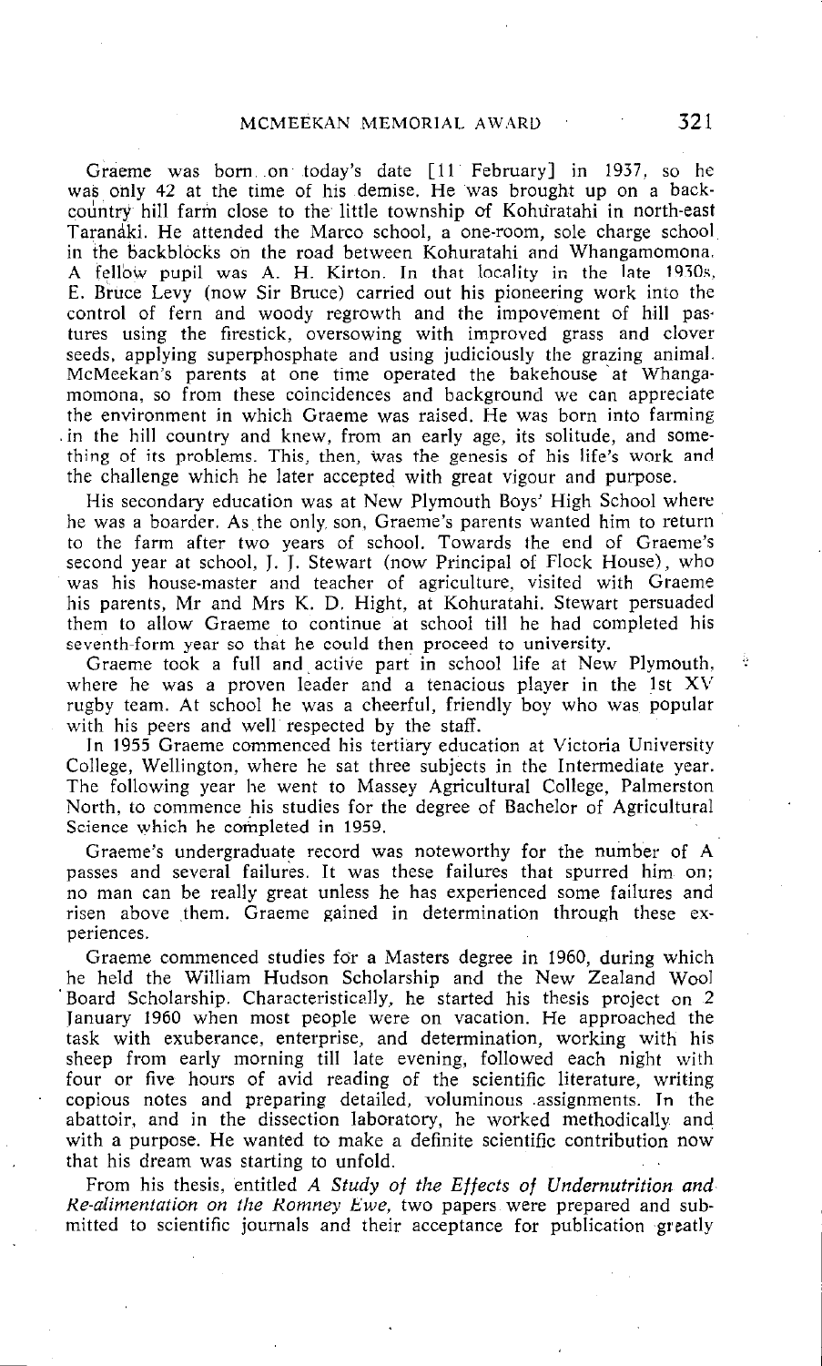Graeme was born on today's date [11 February] in 1937, so he was only 42 at the time of his demise. He was brought up on a back-country hill farm close to the little township of Kohuratahi in north-east Taranaki. He attended the Marco school, a one-room, sole charge school in the backblocks on the road between Kohuratahi and Whangamomona. A fellow pupil was A. H. Kirton. In that locality in the late 1930s, E. Bruce Levy (now Sir Bruce) carried out his pioneering work into the control of fern and woody regrowth and the impovement of hill pastures using the firestick, oversowing with improved grass and clover seeds, applying superphosphate and using judiciously the grazing animal. McMeekan's parents at one time operated the bakehouse at Whangamomona, so from these coincidences and background we can appreciate the environment in which Graeme was raised. He was born into farming in the hill country and knew, from an early age, its solitude, and something of its problems. This, then, was the genesis of his life's work and the challenge which he later accepted with great vigour and purpose.

His secondary education was at New Plymouth Boys' High School where he was a boarder. As the only son, Graeme's parents wanted him to return to the farm after two years of school. Towards the end of Graeme's second year at school, J. J. Stewart (now Principal of Flock House), who was his house-master and teacher of agriculture, visited with Graeme his parents, Mr and Mrs K. D. Hight, at Kohuratahi. Stewart persuaded them to allow Graeme to continue at school till he had completed his seventh-form year so that he could then proceed to university.

Graeme took a full and active part in school life at New Plymouth, where he was a proven leader and a tenacious player in the 1st XV rugby team. At school he was a cheerful, friendly boy who was popular with his peers and well respected by the staff.

In 1955 Graeme commenced his tertiary education at Victoria University College, Wellington, where he sat three subjects in the Intermediate year. The following year he went to Massey Agricultural College, Palmerston North, to commence his studies for the degree of Bachelor of Agricultural Science which he completed in 1959.

Graeme's undergraduate record was noteworthy for the number of A passes and several failures. It was these failures that spurred him on; no man can be really great unless he has experienced some failures and risen above them. Graeme gained in determination through these experiences.

Graeme commenced studies for a Masters degree in 1960, during which he held the William Hudson Scholarship and the New Zealand Wool Board Scholarship. Characteristically, he started his thesis project on 2 January 1960 when most people were on vacation. He approached the task with exuberance, enterprise, and determination, working with his sheep from early morning till late evening, followed each night with four or five hours of avid reading of the scientific literature, writing copious notes and preparing detailed, voluminous assignments. In the abattoir, and in the dissection laboratory, he worked methodically and with a purpose. He wanted to make a definite scientific contribution now that his dream was starting to unfold.

From his thesis, entitled *A Study of the Effects of Undernutrition and Re-alimentation on the Romney Ewe*, two papers were prepared and submitted to scientific journals and their acceptance for publication greatly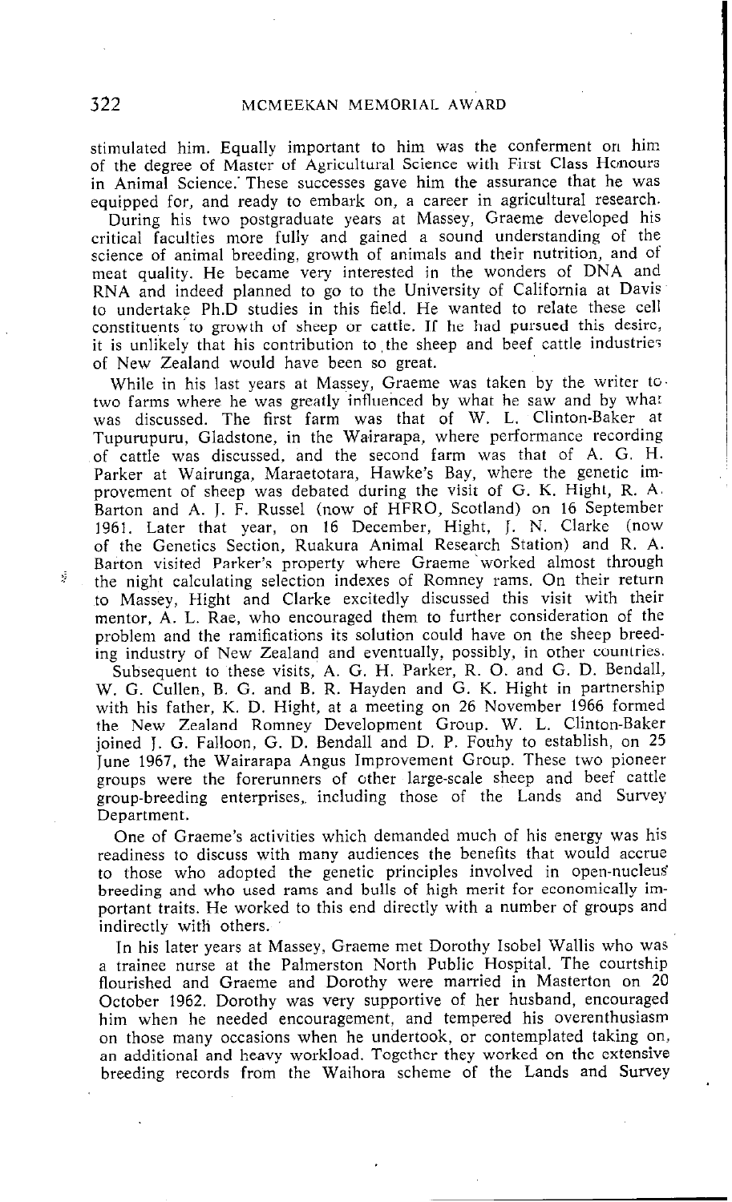stimulated him. Equally important to him was the conferment on him of the degree of Master of Agricultural Science with First Class Honours in Animal Science. These successes gave him the assurance that he was equipped for, and ready to embark on, a career in agricultural research.

During his two postgraduate years at Massey, Graeme developed his critical faculties more fully and gained a sound understanding of the science of animal breeding, growth of animals and their nutrition, and of meat quality. He became very interested in the wonders of DNA and RNA and indeed planned to go to the University of California at Davis to undertake Ph.D studies in this field. He wanted to relate these cell constituents to growth of sheep or cattle. If he had pursued this desire, it is unlikely that his contribution to the sheep and beef cattle industries of New Zealand would have been so great.

While in his last years at Massey, Graeme was taken by the writer to two farms where he was greatly influenced by what he saw and by what was discussed. The first farm was that of W. L. Clinton-Baker at Tupurupuru, Gladstone, in the Wairarapa, where performance recording of cattle was discussed, and the second farm was that of A. G. H. Parker at Wairunga, Maraetotara, Hawke's Bay, where the genetic improvement of sheep was debated during the visit of G. K. Hight, R. A. Barton and A. J. F. Russel (now of HFRO, Scotland) on 16 September 1961. Later that year, on 16 December, Hight, J. N. Clarke (now of the Genetics Section, Ruakura Animal Research Station) and R. A. Barton visited Parker's property where Graeme worked almost through the night calculating selection indexes of Romney rams. On their return to Massey, Hight and Clarke excitedly discussed this visit with their mentor, A. L. Rae, who encouraged them to further consideration of the problem and the ramifications its solution could have on the sheep breeding industry of New Zealand and eventually, possibly, in other countries.

Subsequent to these visits, A. G. H. Parker, R. O. and G. D. Bendall, W. G. Cullen, B. G. and B. R. Hayden and G. K. Hight in partnership with his father, K. D. Hight, at a meeting on 26 November 1966 formed the New Zealand Romney Development Group. W. L. Clinton-Baker joined J. G. Falloon, G. D. Bendall and D. P. Fouhy to establish, on 25 June 1967, the Wairarapa Angus Improvement Group. These two pioneer groups were the forerunners of other large-scale sheep and beef cattle group-breeding enterprises, including those of the Lands and Survey Department.

One of Graeme's activities which demanded much of his energy was his readiness to discuss with many audiences the benefits that would accrue to those who adopted the genetic principles involved in open-nucleus breeding and who used rams and bulls of high merit for economically important traits. He worked to this end directly with a number of groups and indirectly with others.

In his later years at Massey, Graeme met Dorothy Isobel Wallis who was a trainee nurse at the Palmerston North Public Hospital. The courtship flourished and Graeme and Dorothy were married in Masterton on 20 October 1962. Dorothy was very supportive of her husband, encouraged him when he needed encouragement, and tempered his overenthusiasm on those many occasions when he undertook, or contemplated taking on, an additional and heavy workload. Together they worked on the extensive breeding records from the Waihora scheme of the Lands and Survey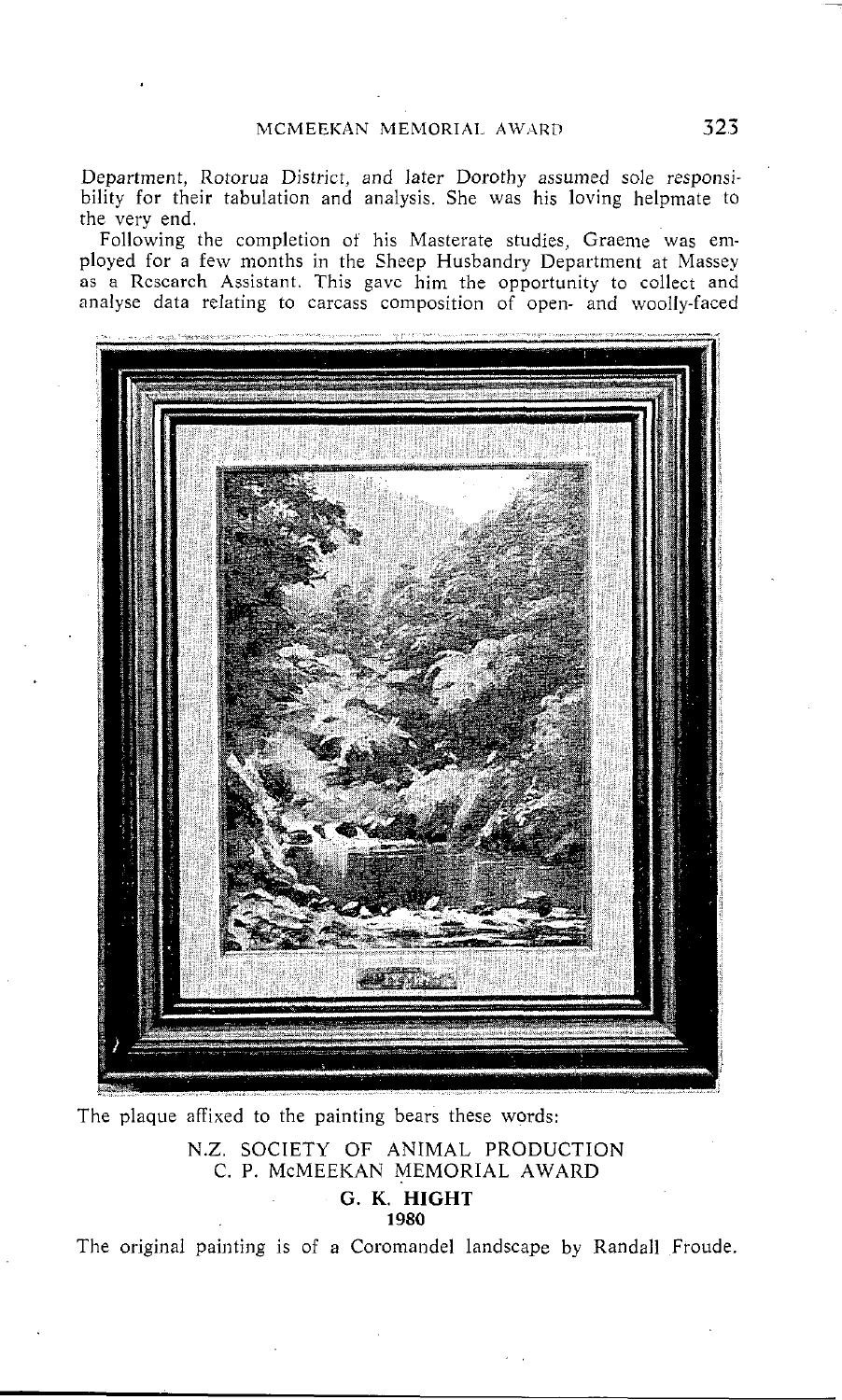Department, Rotorua District, and later Dorothy assumed sole responsibility for their tabulation and analysis. She was his loving helpmate to the very end.

Following the completion of his Masterate studies, Graeme was employed for a few months in the Sheep Husbandry Department at Massey as a Research Assistant. This gave him the opportunity to collect and analyse data relating to carcass composition of open- and woolly-faced

The plaque affixed to the painting bears these words:

N.Z. SOCIETY OF ANIMAL PRODUCTION
C. P. McMEEKAN MEMORIAL AWARD
**G. K. HIGHT**
**1980**

The original painting is of a Coromandel landscape by Randall Froude.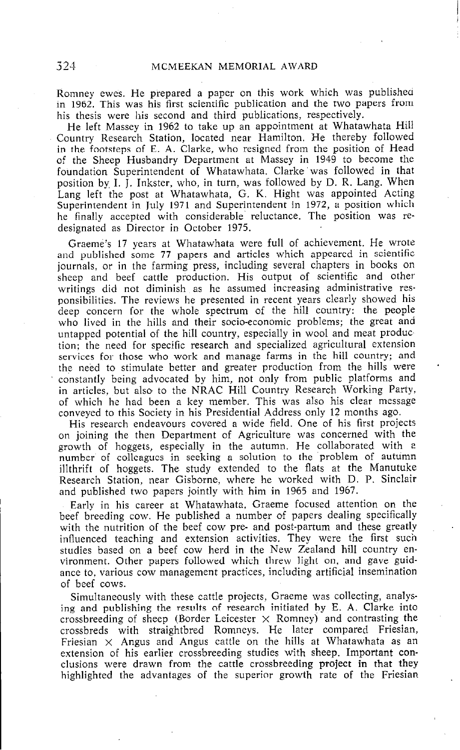Romney ewes. He prepared a paper on this work which was published in 1962. This was his first scientific publication and the two papers from his thesis were his second and third publications, respectively.

He left Massey in 1962 to take up an appointment at Whatawhata Hill Country Research Station, located near Hamilton. He thereby followed in the footsteps of E. A. Clarke, who resigned from the position of Head of the Sheep Husbandry Department at Massey in 1949 to become the foundation Superintendent of Whatawhata. Clarke was followed in that position by I. J. Inkster, who, in turn, was followed by D. R. Lang. When Lang left the post at Whatawhata, G. K. Hight was appointed Acting Superintendent in July 1971 and Superintendent in 1972, a position which he finally accepted with considerable reluctance. The position was redesignated as Director in October 1975.

Graeme's 17 years at Whatawhata were full of achievement. He wrote and published some 77 papers and articles which appeared in scientific journals, or in the farming press, including several chapters in books on sheep and beef cattle production. His output of scientific and other writings did not diminish as he assumed increasing administrative responsibilities. The reviews he presented in recent years clearly showed his deep concern for the whole spectrum of the hill country: the people who lived in the hills and their socio-economic problems; the great and untapped potential of the hill country, especially in wool and meat production; the need for specific research and specialized agricultural extension services for those who work and manage farms in the hill country; and the need to stimulate better and greater production from the hills were constantly being advocated by him, not only from public platforms and in articles, but also to the NRAC Hill Country Research Working Party, of which he had been a key member. This was also his clear message conveyed to this Society in his Presidential Address only 12 months ago.

His research endeavours covered a wide field. One of his first projects on joining the then Department of Agriculture was concerned with the growth of hoggets, especially in the autumn. He collaborated with a number of colleagues in seeking a solution to the problem of autumn illthrift of hoggets. The study extended to the flats at the Manutuke Research Station, near Gisborne, where he worked with D. P. Sinclair and published two papers jointly with him in 1965 and 1967.

Early in his career at Whatawhata, Graeme focused attention on the beef breeding cow. He published a number of papers dealing specifically with the nutrition of the beef cow pre- and post-partum and these greatly influenced teaching and extension activities. They were the first such studies based on a beef cow herd in the New Zealand hill country environment. Other papers followed which threw light on, and gave guidance to, various cow management practices, including artificial insemination of beef cows.

Simultaneously with these cattle projects, Graeme was collecting, analysing and publishing the results of research initiated by E. A. Clarke into crossbreeding of sheep (Border Leicester × Romney) and contrasting the crossbreds with straightbred Romneys. He later compared Friesian, Friesian × Angus and Angus cattle on the hills at Whatawhata as an extension of his earlier crossbreeding studies with sheep. Important conclusions were drawn from the cattle crossbreeding project in that they highlighted the advantages of the superior growth rate of the Friesian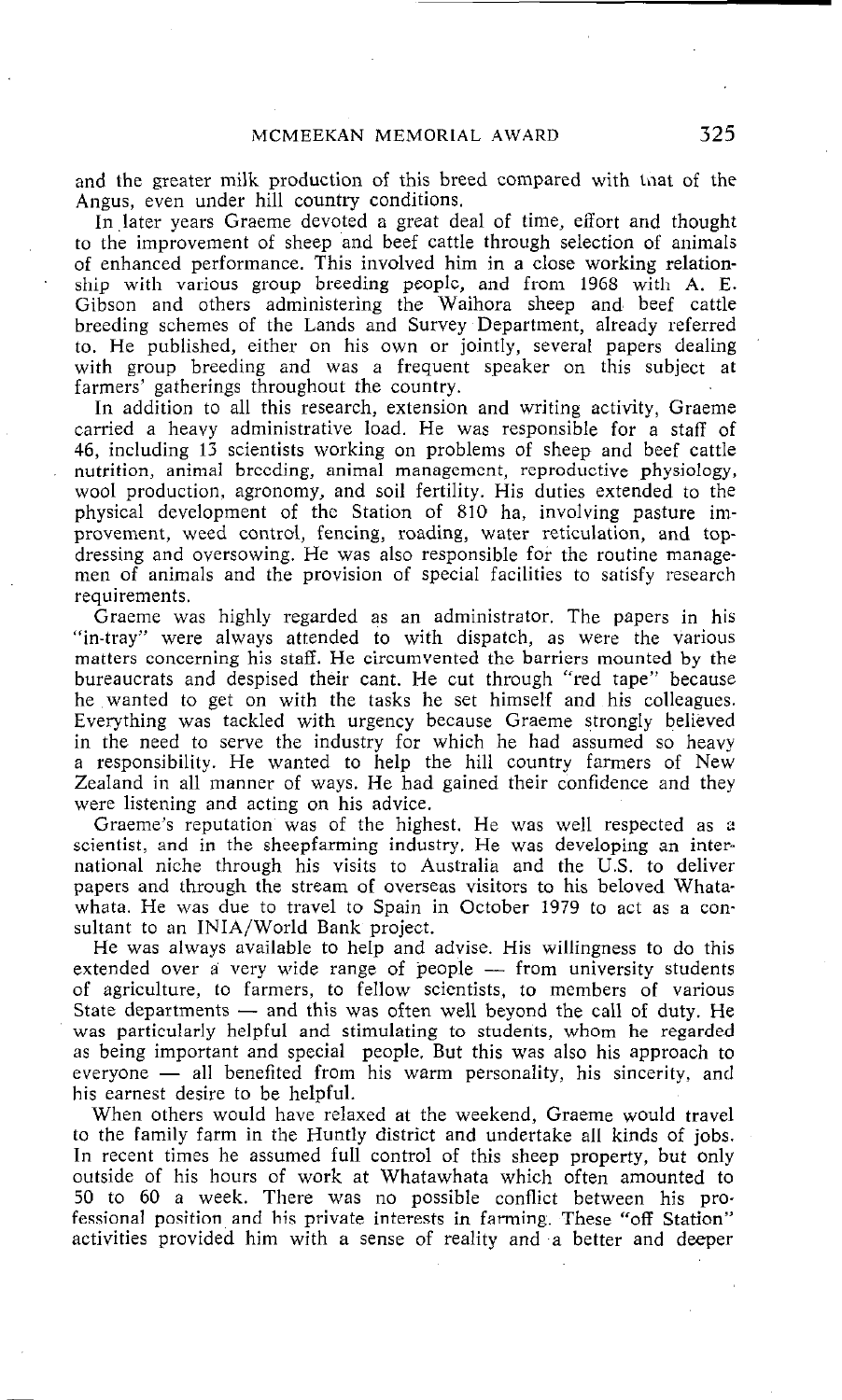and the greater milk production of this breed compared with that of the Angus, even under hill country conditions.

In later years Graeme devoted a great deal of time, effort and thought to the improvement of sheep and beef cattle through selection of animals of enhanced performance. This involved him in a close working relationship with various group breeding people, and from 1968 with A. E. Gibson and others administering the Waihora sheep and beef cattle breeding schemes of the Lands and Survey Department, already referred to. He published, either on his own or jointly, several papers dealing with group breeding and was a frequent speaker on this subject at farmers' gatherings throughout the country.

In addition to all this research, extension and writing activity, Graeme carried a heavy administrative load. He was responsible for a staff of 46, including 13 scientists working on problems of sheep and beef cattle nutrition, animal breeding, animal management, reproductive physiology, wool production, agronomy, and soil fertility. His duties extended to the physical development of the Station of 810 ha, involving pasture improvement, weed control, fencing, roading, water reticulation, and topdressing and oversowing. He was also responsible for the routine management of animals and the provision of special facilities to satisfy research requirements.

Graeme was highly regarded as an administrator. The papers in his "in-tray" were always attended to with dispatch, as were the various matters concerning his staff. He circumvented the barriers mounted by the bureaucrats and despised their cant. He cut through "red tape" because he wanted to get on with the tasks he set himself and his colleagues. Everything was tackled with urgency because Graeme strongly believed in the need to serve the industry for which he had assumed so heavy a responsibility. He wanted to help the hill country farmers of New Zealand in all manner of ways. He had gained their confidence and they were listening and acting on his advice.

Graeme's reputation was of the highest. He was well respected as a scientist, and in the sheepfarming industry. He was developing an international niche through his visits to Australia and the U.S. to deliver papers and through the stream of overseas visitors to his beloved Whatawhata. He was due to travel to Spain in October 1979 to act as a consultant to an INIA/World Bank project.

He was always available to help and advise. His willingness to do this extended over a very wide range of people — from university students of agriculture, to farmers, to fellow scientists, to members of various State departments — and this was often well beyond the call of duty. He was particularly helpful and stimulating to students, whom he regarded as being important and special people. But this was also his approach to everyone — all benefited from his warm personality, his sincerity, and his earnest desire to be helpful.

When others would have relaxed at the weekend, Graeme would travel to the family farm in the Huntly district and undertake all kinds of jobs. In recent times he assumed full control of this sheep property, but only outside of his hours of work at Whatawhata which often amounted to 50 to 60 a week. There was no possible conflict between his professional position and his private interests in farming. These "off Station" activities provided him with a sense of reality and a better and deeper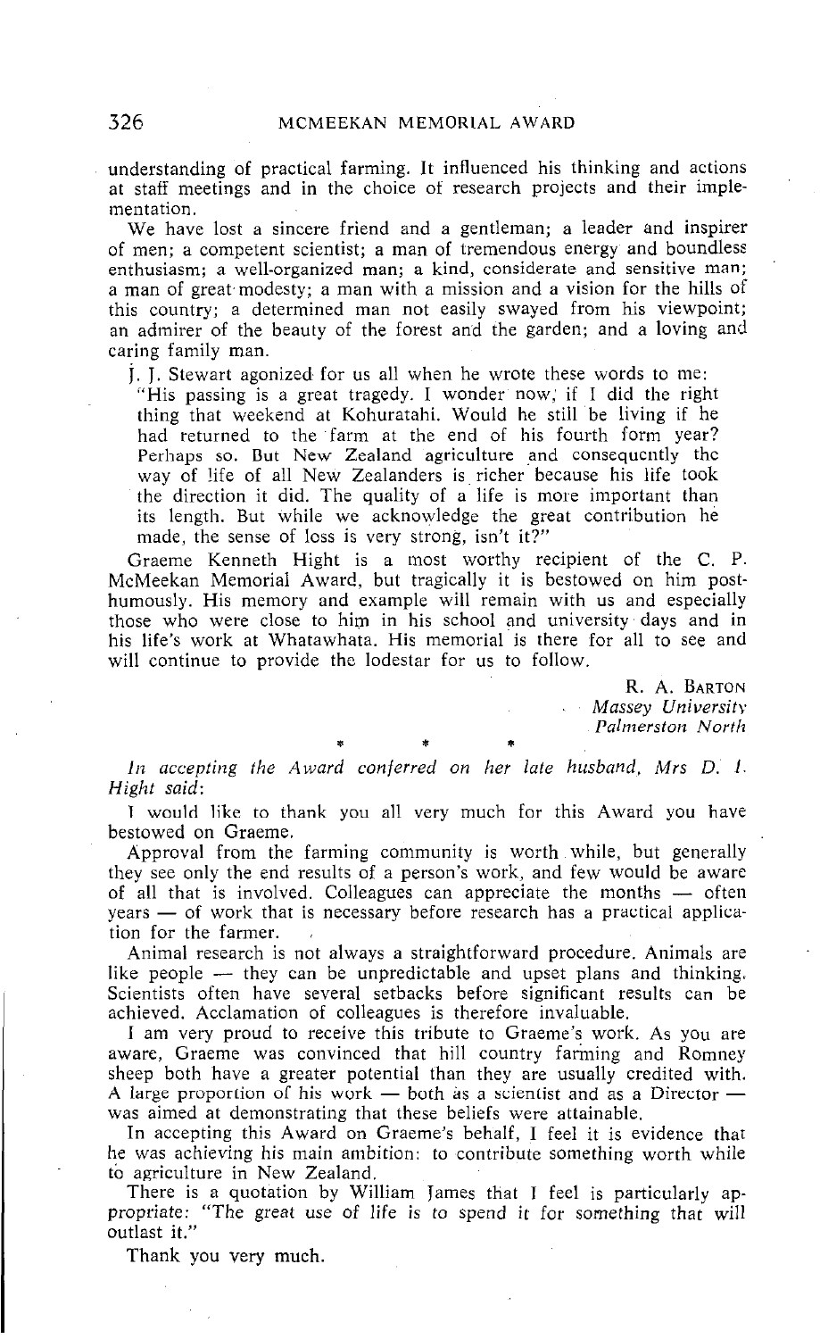understanding of practical farming. It influenced his thinking and actions at staff meetings and in the choice of research projects and their implementation.

We have lost a sincere friend and a gentleman; a leader and inspirer of men; a competent scientist; a man of tremendous energy and boundless enthusiasm; a well-organized man; a kind, considerate and sensitive man; a man of great modesty; a man with a mission and a vision for the hills of this country; a determined man not easily swayed from his viewpoint; an admirer of the beauty of the forest and the garden; and a loving and caring family man.

J. J. Stewart agonized for us all when he wrote these words to me:

"His passing is a great tragedy. I wonder now, if I did the right thing that weekend at Kohuratahi. Would he still be living if he had returned to the farm at the end of his fourth form year? Perhaps so. But New Zealand agriculture and consequently the way of life of all New Zealanders is richer because his life took the direction it did. The quality of a life is more important than its length. But while we acknowledge the great contribution he made, the sense of loss is very strong, isn't it?"

Graeme Kenneth Hight is a most worthy recipient of the C. P. McMeekan Memorial Award, but tragically it is bestowed on him posthumously. His memory and example will remain with us and especially those who were close to him in his school and university days and in his life's work at Whatawhata. His memorial is there for all to see and will continue to provide the lodestar for us to follow.

R. A. BARTON
*Massey University*
*Palmerston North*

\* \* \*

*In accepting the Award conferred on her late husband, Mrs D. I. Hight said:*

I would like to thank you all very much for this Award you have bestowed on Graeme.

Approval from the farming community is worth while, but generally they see only the end results of a person's work, and few would be aware of all that is involved. Colleagues can appreciate the months — often years — of work that is necessary before research has a practical application for the farmer.

Animal research is not always a straightforward procedure. Animals are like people — they can be unpredictable and upset plans and thinking. Scientists often have several setbacks before significant results can be achieved. Acclamation of colleagues is therefore invaluable.

I am very proud to receive this tribute to Graeme's work. As you are aware, Graeme was convinced that hill country farming and Romney sheep both have a greater potential than they are usually credited with. A large proportion of his work — both as a scientist and as a Director — was aimed at demonstrating that these beliefs were attainable.

In accepting this Award on Graeme's behalf, I feel it is evidence that he was achieving his main ambition: to contribute something worth while to agriculture in New Zealand.

There is a quotation by William James that I feel is particularly appropriate: "The great use of life is to spend it for something that will outlast it."

Thank you very much.